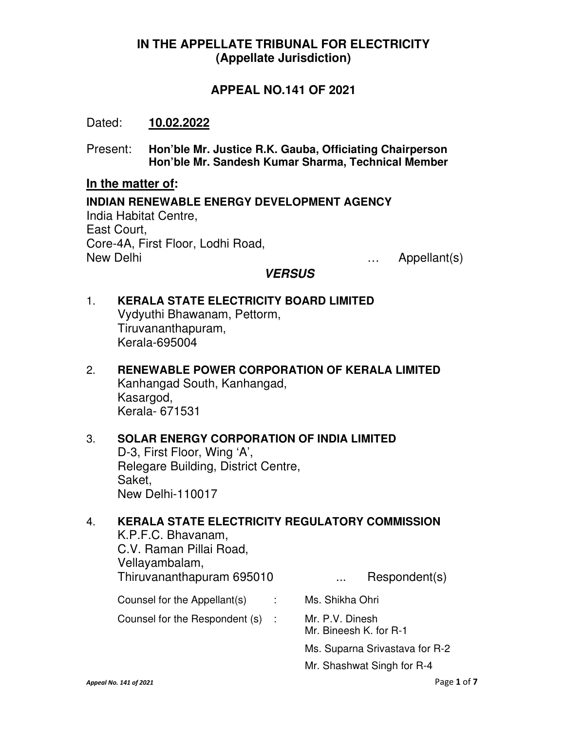# IN THE APPELLATE TRIBUNAL FOR ELECTRICITY
## (Appellate Jurisdiction)

## APPEAL NO.141 OF 2021

Dated: **10.02.2022**

Present: **Hon'ble Mr. Justice R.K. Gauba, Officiating Chairperson**
**Hon'ble Mr. Sandesh Kumar Sharma, Technical Member**

**In the matter of:**

**INDIAN RENEWABLE ENERGY DEVELOPMENT AGENCY**
India Habitat Centre,
East Court,
Core-4A, First Floor, Lodhi Road,
New Delhi … Appellant(s)

***VERSUS***

1. **KERALA STATE ELECTRICITY BOARD LIMITED**
   Vydyuthi Bhawanam, Pettorm,
   Tiruvananthapuram,
   Kerala-695004

2. **RENEWABLE POWER CORPORATION OF KERALA LIMITED**
   Kanhangad South, Kanhangad,
   Kasargod,
   Kerala- 671531

3. **SOLAR ENERGY CORPORATION OF INDIA LIMITED**
   D-3, First Floor, Wing 'A',
   Relegare Building, District Centre,
   Saket,
   New Delhi-110017

4. **KERALA STATE ELECTRICITY REGULATORY COMMISSION**
   K.P.F.C. Bhavanam,
   C.V. Raman Pillai Road,
   Vellayambalam,
   Thiruvananthapuram 695010 ... Respondent(s)

Counsel for the Appellant(s) : Ms. Shikha Ohri

Counsel for the Respondent (s) : Mr. P.V. Dinesh
Mr. Bineesh K. for R-1

Ms. Suparna Srivastava for R-2

Mr. Shashwat Singh for R-4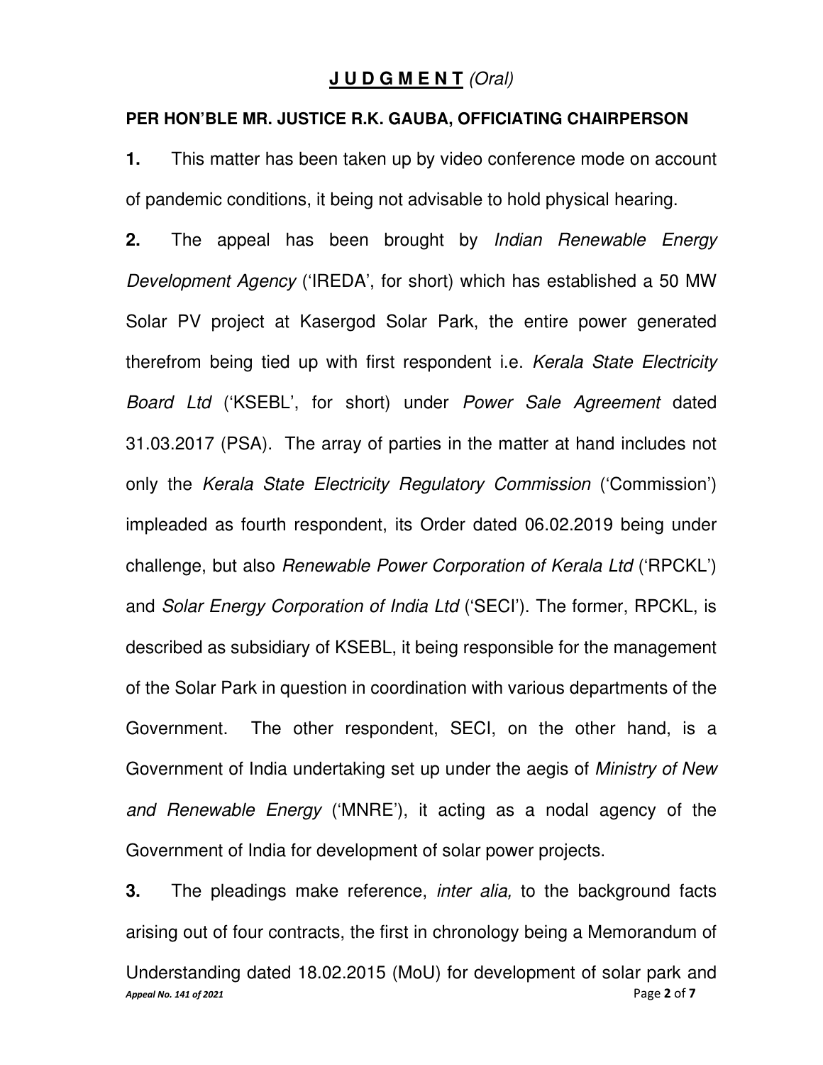## **J U D G M E N T** *(Oral)*

**PER HON'BLE MR. JUSTICE R.K. GAUBA, OFFICIATING CHAIRPERSON**

**1.** This matter has been taken up by video conference mode on account of pandemic conditions, it being not advisable to hold physical hearing.

**2.** The appeal has been brought by *Indian Renewable Energy Development Agency* ('IREDA', for short) which has established a 50 MW Solar PV project at Kasergod Solar Park, the entire power generated therefrom being tied up with first respondent i.e. *Kerala State Electricity Board Ltd* ('KSEBL', for short) under *Power Sale Agreement* dated 31.03.2017 (PSA). The array of parties in the matter at hand includes not only the *Kerala State Electricity Regulatory Commission* ('Commission') impleaded as fourth respondent, its Order dated 06.02.2019 being under challenge, but also *Renewable Power Corporation of Kerala Ltd* ('RPCKL') and *Solar Energy Corporation of India Ltd* ('SECI'). The former, RPCKL, is described as subsidiary of KSEBL, it being responsible for the management of the Solar Park in question in coordination with various departments of the Government. The other respondent, SECI, on the other hand, is a Government of India undertaking set up under the aegis of *Ministry of New and Renewable Energy* ('MNRE'), it acting as a nodal agency of the Government of India for development of solar power projects.

**3.** The pleadings make reference, *inter alia,* to the background facts arising out of four contracts, the first in chronology being a Memorandum of Understanding dated 18.02.2015 (MoU) for development of solar park and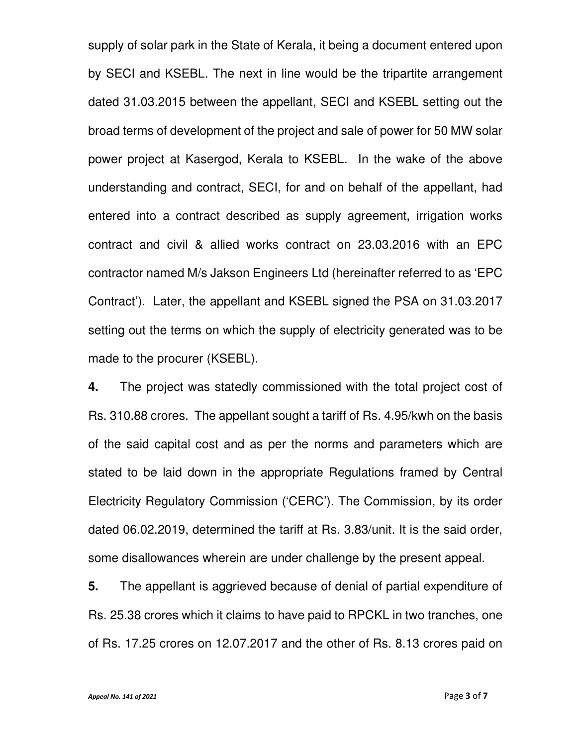supply of solar park in the State of Kerala, it being a document entered upon by SECI and KSEBL. The next in line would be the tripartite arrangement dated 31.03.2015 between the appellant, SECI and KSEBL setting out the broad terms of development of the project and sale of power for 50 MW solar power project at Kasergod, Kerala to KSEBL. In the wake of the above understanding and contract, SECI, for and on behalf of the appellant, had entered into a contract described as supply agreement, irrigation works contract and civil & allied works contract on 23.03.2016 with an EPC contractor named M/s Jakson Engineers Ltd (hereinafter referred to as 'EPC Contract'). Later, the appellant and KSEBL signed the PSA on 31.03.2017 setting out the terms on which the supply of electricity generated was to be made to the procurer (KSEBL).

**4.** The project was statedly commissioned with the total project cost of Rs. 310.88 crores. The appellant sought a tariff of Rs. 4.95/kwh on the basis of the said capital cost and as per the norms and parameters which are stated to be laid down in the appropriate Regulations framed by Central Electricity Regulatory Commission ('CERC'). The Commission, by its order dated 06.02.2019, determined the tariff at Rs. 3.83/unit. It is the said order, some disallowances wherein are under challenge by the present appeal.

**5.** The appellant is aggrieved because of denial of partial expenditure of Rs. 25.38 crores which it claims to have paid to RPCKL in two tranches, one of Rs. 17.25 crores on 12.07.2017 and the other of Rs. 8.13 crores paid on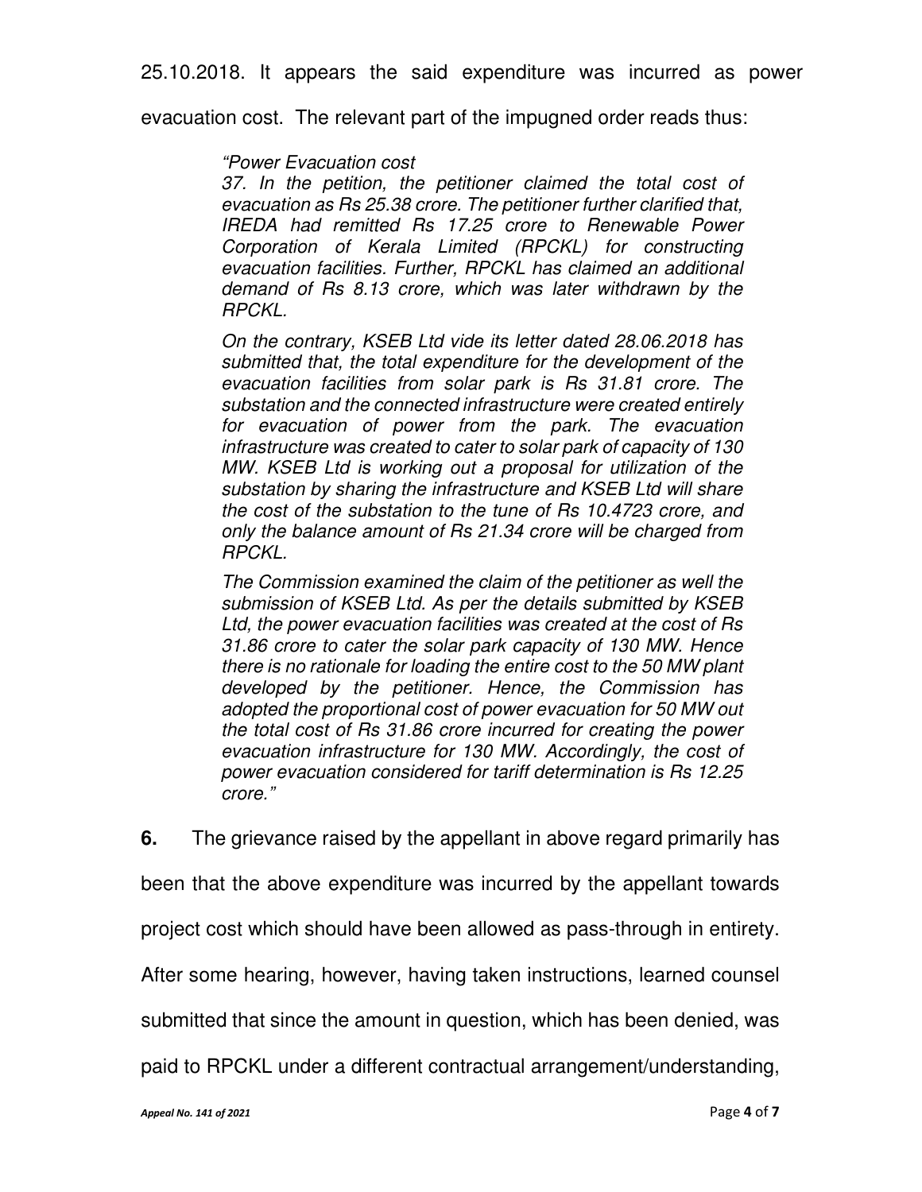25.10.2018. It appears the said expenditure was incurred as power evacuation cost. The relevant part of the impugned order reads thus:

> *"Power Evacuation cost*
>
> *37. In the petition, the petitioner claimed the total cost of evacuation as Rs 25.38 crore. The petitioner further clarified that, IREDA had remitted Rs 17.25 crore to Renewable Power Corporation of Kerala Limited (RPCKL) for constructing evacuation facilities. Further, RPCKL has claimed an additional demand of Rs 8.13 crore, which was later withdrawn by the RPCKL.*
>
> *On the contrary, KSEB Ltd vide its letter dated 28.06.2018 has submitted that, the total expenditure for the development of the evacuation facilities from solar park is Rs 31.81 crore. The substation and the connected infrastructure were created entirely for evacuation of power from the park. The evacuation infrastructure was created to cater to solar park of capacity of 130 MW. KSEB Ltd is working out a proposal for utilization of the substation by sharing the infrastructure and KSEB Ltd will share the cost of the substation to the tune of Rs 10.4723 crore, and only the balance amount of Rs 21.34 crore will be charged from RPCKL.*
>
> *The Commission examined the claim of the petitioner as well the submission of KSEB Ltd. As per the details submitted by KSEB Ltd, the power evacuation facilities was created at the cost of Rs 31.86 crore to cater the solar park capacity of 130 MW. Hence there is no rationale for loading the entire cost to the 50 MW plant developed by the petitioner. Hence, the Commission has adopted the proportional cost of power evacuation for 50 MW out the total cost of Rs 31.86 crore incurred for creating the power evacuation infrastructure for 130 MW. Accordingly, the cost of power evacuation considered for tariff determination is Rs 12.25 crore."*

**6.** The grievance raised by the appellant in above regard primarily has been that the above expenditure was incurred by the appellant towards project cost which should have been allowed as pass-through in entirety. After some hearing, however, having taken instructions, learned counsel submitted that since the amount in question, which has been denied, was paid to RPCKL under a different contractual arrangement/understanding,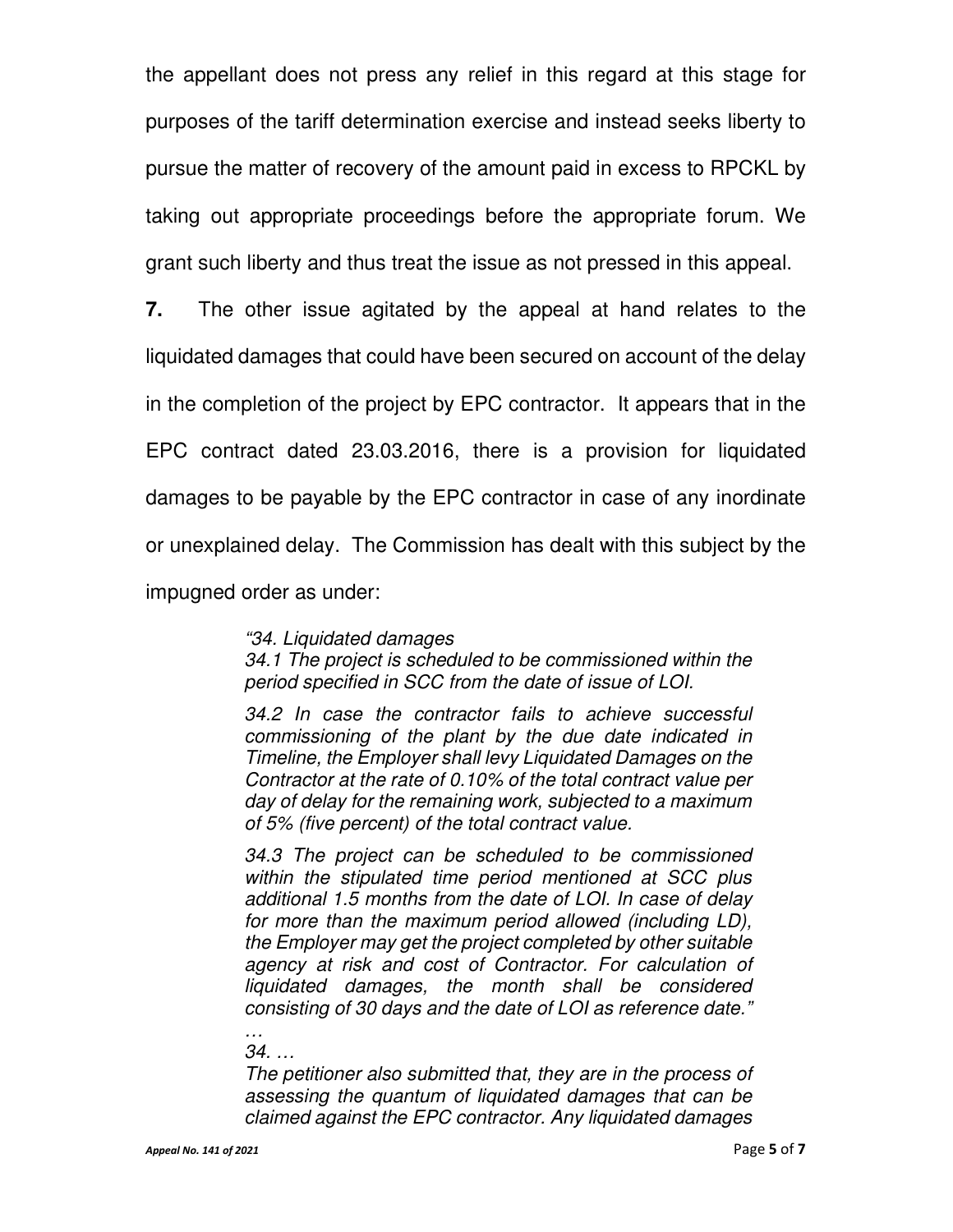the appellant does not press any relief in this regard at this stage for purposes of the tariff determination exercise and instead seeks liberty to pursue the matter of recovery of the amount paid in excess to RPCKL by taking out appropriate proceedings before the appropriate forum. We grant such liberty and thus treat the issue as not pressed in this appeal.

**7.** The other issue agitated by the appeal at hand relates to the liquidated damages that could have been secured on account of the delay in the completion of the project by EPC contractor. It appears that in the EPC contract dated 23.03.2016, there is a provision for liquidated damages to be payable by the EPC contractor in case of any inordinate or unexplained delay. The Commission has dealt with this subject by the impugned order as under:

> *"34. Liquidated damages*
> *34.1 The project is scheduled to be commissioned within the period specified in SCC from the date of issue of LOI.*
>
> *34.2 In case the contractor fails to achieve successful commissioning of the plant by the due date indicated in Timeline, the Employer shall levy Liquidated Damages on the Contractor at the rate of 0.10% of the total contract value per day of delay for the remaining work, subjected to a maximum of 5% (five percent) of the total contract value.*
>
> *34.3 The project can be scheduled to be commissioned within the stipulated time period mentioned at SCC plus additional 1.5 months from the date of LOI. In case of delay for more than the maximum period allowed (including LD), the Employer may get the project completed by other suitable agency at risk and cost of Contractor. For calculation of liquidated damages, the month shall be considered consisting of 30 days and the date of LOI as reference date."*
>
> *…*
>
> *34. …*
>
> *The petitioner also submitted that, they are in the process of assessing the quantum of liquidated damages that can be claimed against the EPC contractor. Any liquidated damages*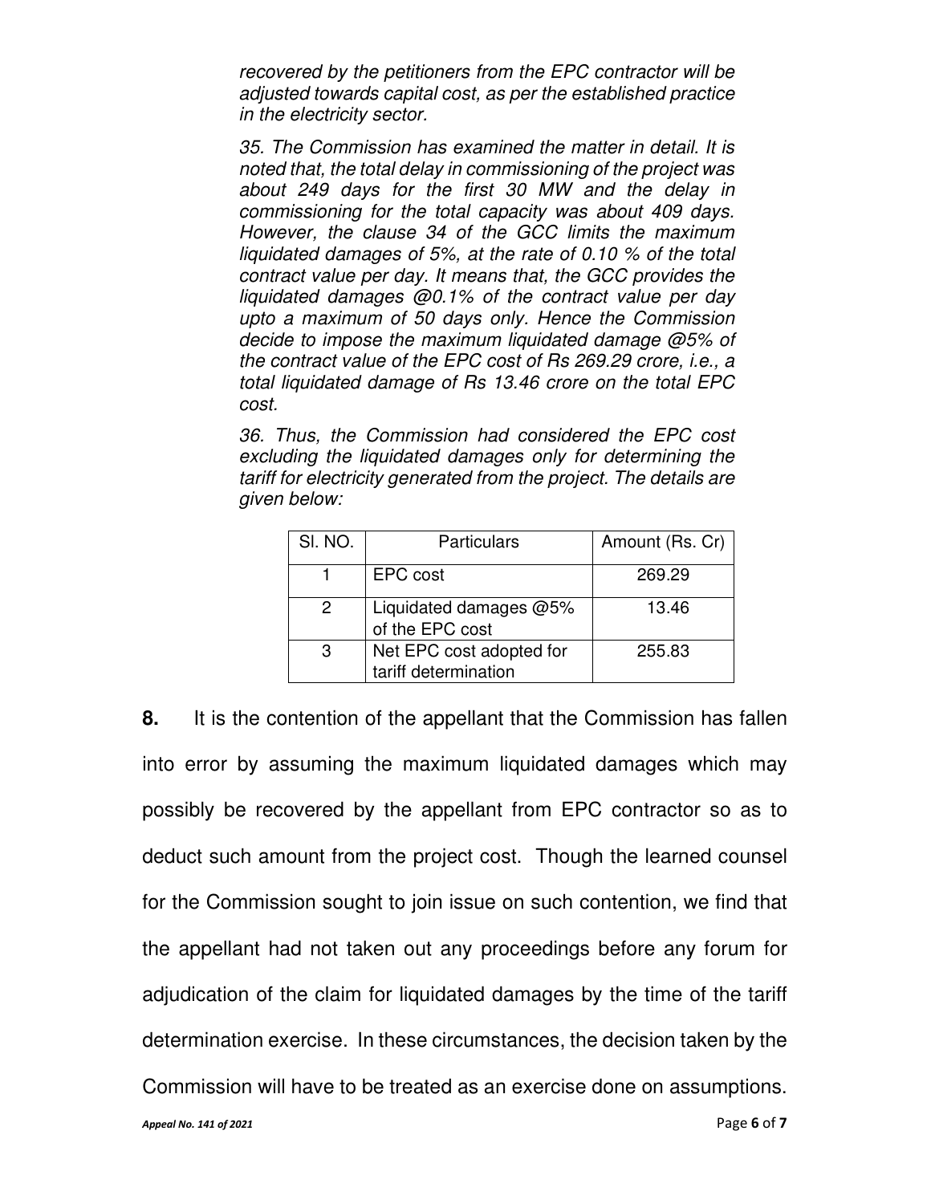*recovered by the petitioners from the EPC contractor will be adjusted towards capital cost, as per the established practice in the electricity sector.*

*35. The Commission has examined the matter in detail. It is noted that, the total delay in commissioning of the project was about 249 days for the first 30 MW and the delay in commissioning for the total capacity was about 409 days. However, the clause 34 of the GCC limits the maximum liquidated damages of 5%, at the rate of 0.10 % of the total contract value per day. It means that, the GCC provides the liquidated damages @0.1% of the contract value per day upto a maximum of 50 days only. Hence the Commission decide to impose the maximum liquidated damage @5% of the contract value of the EPC cost of Rs 269.29 crore, i.e., a total liquidated damage of Rs 13.46 crore on the total EPC cost.*

*36. Thus, the Commission had considered the EPC cost excluding the liquidated damages only for determining the tariff for electricity generated from the project. The details are given below:*

| Sl. NO. | Particulars | Amount (Rs. Cr) |
|---|---|---|
| 1 | EPC cost | 269.29 |
| 2 | Liquidated damages @5% of the EPC cost | 13.46 |
| 3 | Net EPC cost adopted for tariff determination | 255.83 |

**8.** It is the contention of the appellant that the Commission has fallen into error by assuming the maximum liquidated damages which may possibly be recovered by the appellant from EPC contractor so as to deduct such amount from the project cost. Though the learned counsel for the Commission sought to join issue on such contention, we find that the appellant had not taken out any proceedings before any forum for adjudication of the claim for liquidated damages by the time of the tariff determination exercise. In these circumstances, the decision taken by the Commission will have to be treated as an exercise done on assumptions.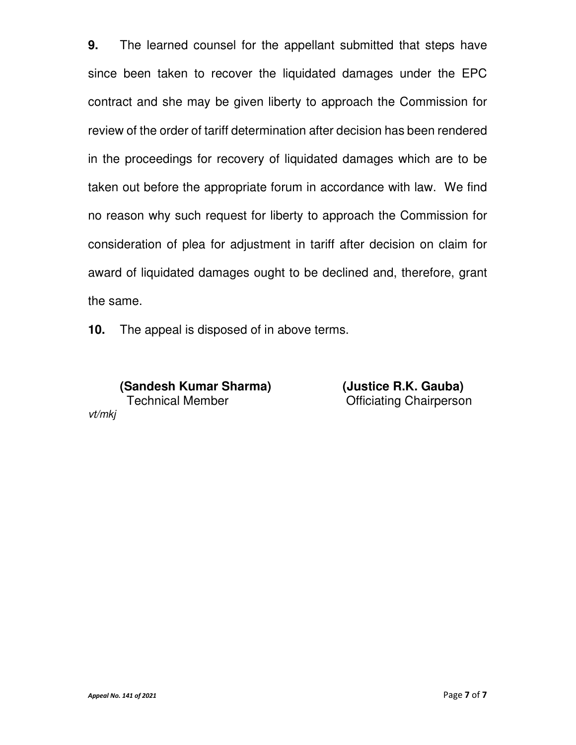**9.** The learned counsel for the appellant submitted that steps have since been taken to recover the liquidated damages under the EPC contract and she may be given liberty to approach the Commission for review of the order of tariff determination after decision has been rendered in the proceedings for recovery of liquidated damages which are to be taken out before the appropriate forum in accordance with law. We find no reason why such request for liberty to approach the Commission for consideration of plea for adjustment in tariff after decision on claim for award of liquidated damages ought to be declined and, therefore, grant the same.

**10.** The appeal is disposed of in above terms.

**(Sandesh Kumar Sharma)**
Technical Member

**(Justice R.K. Gauba)**
Officiating Chairperson

*vt/mkj*